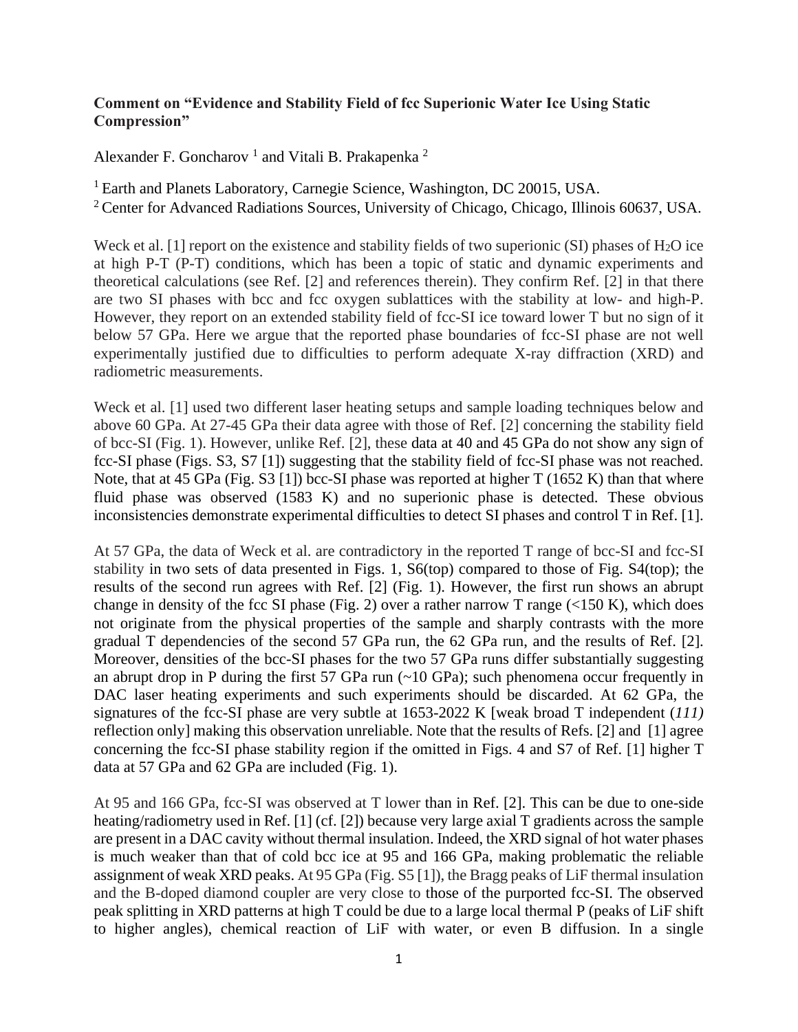**Comment on "Evidence and Stability Field of fcc Superionic Water Ice Using Static Compression"**

Alexander F. Goncharov [1] and Vitali B. Prakapenka [2]

[1] Earth and Planets Laboratory, Carnegie Science, Washington, DC 20015, USA.
[2] Center for Advanced Radiations Sources, University of Chicago, Chicago, Illinois 60637, USA.

Weck et al. [1] report on the existence and stability fields of two superionic (SI) phases of $H_2O$ ice at high P-T (P-T) conditions, which has been a topic of static and dynamic experiments and theoretical calculations (see Ref. [2] and references therein). They confirm Ref. [2] in that there are two SI phases with bcc and fcc oxygen sublattices with the stability at low- and high-P. However, they report on an extended stability field of fcc-SI ice toward lower T but no sign of it below 57 GPa. Here we argue that the reported phase boundaries of fcc-SI phase are not well experimentally justified due to difficulties to perform adequate X-ray diffraction (XRD) and radiometric measurements.

Weck et al. [1] used two different laser heating setups and sample loading techniques below and above 60 GPa. At 27-45 GPa their data agree with those of Ref. [2] concerning the stability field of bcc-SI (Fig. 1). However, unlike Ref. [2], these data at 40 and 45 GPa do not show any sign of fcc-SI phase (Figs. S3, S7 [1]) suggesting that the stability field of fcc-SI phase was not reached. Note, that at 45 GPa (Fig. S3 [1]) bcc-SI phase was reported at higher T (1652 K) than that where fluid phase was observed (1583 K) and no superionic phase is detected. These obvious inconsistencies demonstrate experimental difficulties to detect SI phases and control T in Ref. [1].

At 57 GPa, the data of Weck et al. are contradictory in the reported T range of bcc-SI and fcc-SI stability in two sets of data presented in Figs. 1, S6(top) compared to those of Fig. S4(top); the results of the second run agrees with Ref. [2] (Fig. 1). However, the first run shows an abrupt change in density of the fcc SI phase (Fig. 2) over a rather narrow T range (<150 K), which does not originate from the physical properties of the sample and sharply contrasts with the more gradual T dependencies of the second 57 GPa run, the 62 GPa run, and the results of Ref. [2]. Moreover, densities of the bcc-SI phases for the two 57 GPa runs differ substantially suggesting an abrupt drop in P during the first 57 GPa run (~10 GPa); such phenomena occur frequently in DAC laser heating experiments and such experiments should be discarded. At 62 GPa, the signatures of the fcc-SI phase are very subtle at 1653-2022 K [weak broad T independent (*111)* reflection only] making this observation unreliable. Note that the results of Refs. [2] and [1] agree concerning the fcc-SI phase stability region if the omitted in Figs. 4 and S7 of Ref. [1] higher T data at 57 GPa and 62 GPa are included (Fig. 1).

At 95 and 166 GPa, fcc-SI was observed at T lower than in Ref. [2]. This can be due to one-side heating/radiometry used in Ref. [1] (cf. [2]) because very large axial T gradients across the sample are present in a DAC cavity without thermal insulation. Indeed, the XRD signal of hot water phases is much weaker than that of cold bcc ice at 95 and 166 GPa, making problematic the reliable assignment of weak XRD peaks. At 95 GPa (Fig. S5 [1]), the Bragg peaks of LiF thermal insulation and the B-doped diamond coupler are very close to those of the purported fcc-SI. The observed peak splitting in XRD patterns at high T could be due to a large local thermal P (peaks of LiF shift to higher angles), chemical reaction of LiF with water, or even B diffusion. In a single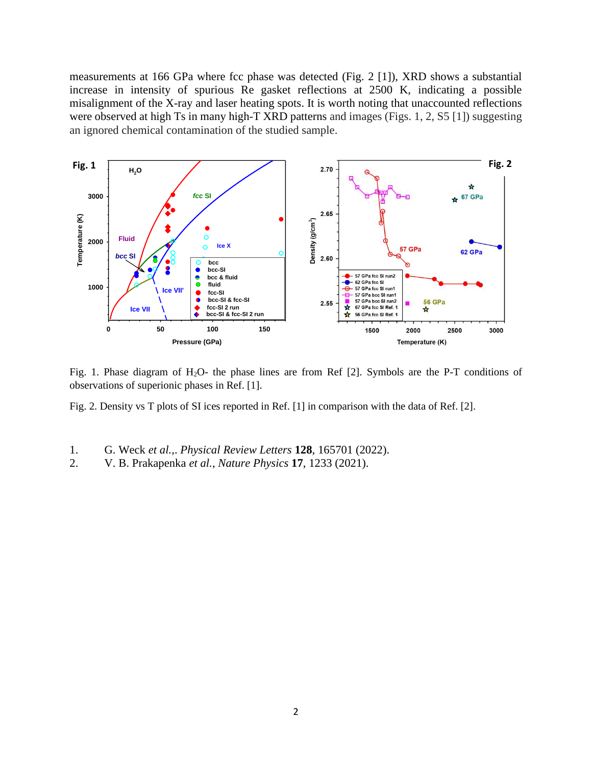measurements at 166 GPa where fcc phase was detected (Fig. 2 [1]), XRD shows a substantial increase in intensity of spurious Re gasket reflections at 2500 K, indicating a possible misalignment of the X-ray and laser heating spots. It is worth noting that unaccounted reflections were observed at high Ts in many high-T XRD patterns and images (Figs. 1, 2, S5 [1]) suggesting an ignored chemical contamination of the studied sample.

Fig. 1

$H_2O$

Temperature (K)

Pressure (GPa)

3000
2000
1000
0
50
100
150

Fluid
*fcc* SI
*bcc* SI
Ice X
Ice VII'
Ice VII

bcc
bcc-SI
bcc & fluid
fluid
fcc-SI
bcc-SI & fcc-SI
fcc-SI 2 run
bcc-SI & fcc-SI 2 run

Fig. 2

Density (g/cm$^3$)

Temperature (K)

2.70
2.65
2.60
2.55
1500
2000
2500
3000

57 GPa
62 GPa
67 GPa
56 GPa

57 GPa fcc SI run2
62 GPa fcc SI
57 GPa fcc SI run1
57 GPa bcc SI run1
57 GPa bcc SI run2
67 GPa fcc SI Ref. 1
56 GPa fcc SI Ref. 1

Fig. 1. Phase diagram of $H_2O$- the phase lines are from Ref [2]. Symbols are the P-T conditions of observations of superionic phases in Ref. [1].

Fig. 2. Density vs T plots of SI ices reported in Ref. [1] in comparison with the data of Ref. [2].

1. G. Weck *et al.,*. *Physical Review Letters* **128**, 165701 (2022).
2. V. B. Prakapenka *et al.*, *Nature Physics* **17**, 1233 (2021).